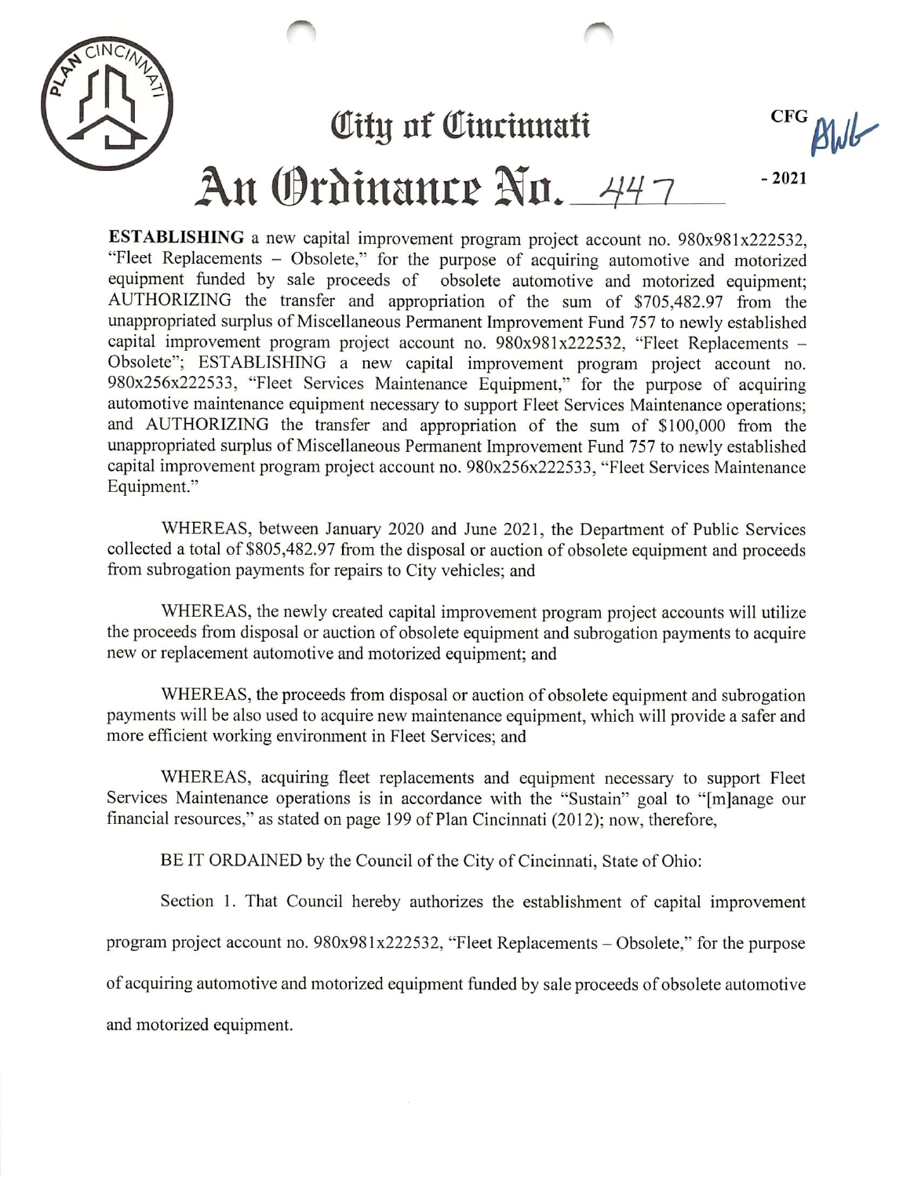# City of Cincinnati

CFG BWB

# An Ordinance No. 447 - 2021

**ESTABLISHING** a new capital improvement program project account no. 980x981x222532, "Fleet Replacements – Obsolete," for the purpose of acquiring automotive and motorized equipment funded by sale proceeds of obsolete automotive and motorized equipment; AUTHORIZING the transfer and appropriation of the sum of $705,482.97 from the unappropriated surplus of Miscellaneous Permanent Improvement Fund 757 to newly established capital improvement program project account no. 980x981x222532, "Fleet Replacements – Obsolete"; ESTABLISHING a new capital improvement program project account no. 980x256x222533, "Fleet Services Maintenance Equipment," for the purpose of acquiring automotive maintenance equipment necessary to support Fleet Services Maintenance operations; and AUTHORIZING the transfer and appropriation of the sum of $100,000 from the unappropriated surplus of Miscellaneous Permanent Improvement Fund 757 to newly established capital improvement program project account no. 980x256x222533, "Fleet Services Maintenance Equipment."

WHEREAS, between January 2020 and June 2021, the Department of Public Services collected a total of $805,482.97 from the disposal or auction of obsolete equipment and proceeds from subrogation payments for repairs to City vehicles; and

WHEREAS, the newly created capital improvement program project accounts will utilize the proceeds from disposal or auction of obsolete equipment and subrogation payments to acquire new or replacement automotive and motorized equipment; and

WHEREAS, the proceeds from disposal or auction of obsolete equipment and subrogation payments will be also used to acquire new maintenance equipment, which will provide a safer and more efficient working environment in Fleet Services; and

WHEREAS, acquiring fleet replacements and equipment necessary to support Fleet Services Maintenance operations is in accordance with the "Sustain" goal to "[m]anage our financial resources," as stated on page 199 of Plan Cincinnati (2012); now, therefore,

BE IT ORDAINED by the Council of the City of Cincinnati, State of Ohio:

Section 1. That Council hereby authorizes the establishment of capital improvement program project account no. 980x981x222532, "Fleet Replacements – Obsolete," for the purpose of acquiring automotive and motorized equipment funded by sale proceeds of obsolete automotive and motorized equipment.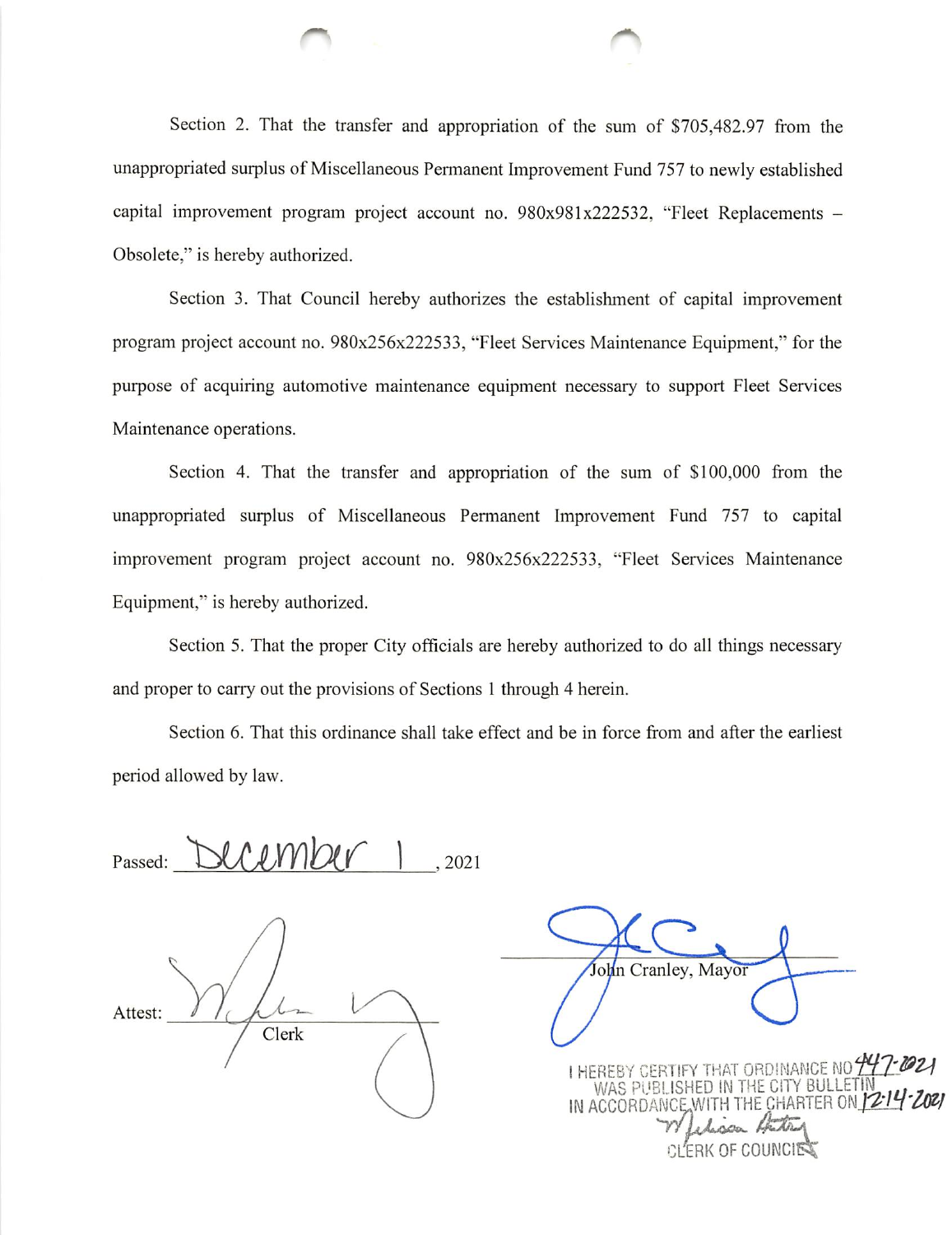Section 2. That the transfer and appropriation of the sum of $705,482.97 from the unappropriated surplus of Miscellaneous Permanent Improvement Fund 757 to newly established capital improvement program project account no. 980x981x222532, "Fleet Replacements – Obsolete," is hereby authorized.

Section 3. That Council hereby authorizes the establishment of capital improvement program project account no. 980x256x222533, "Fleet Services Maintenance Equipment," for the purpose of acquiring automotive maintenance equipment necessary to support Fleet Services Maintenance operations.

Section 4. That the transfer and appropriation of the sum of $100,000 from the unappropriated surplus of Miscellaneous Permanent Improvement Fund 757 to capital improvement program project account no. 980x256x222533, "Fleet Services Maintenance Equipment," is hereby authorized.

Section 5. That the proper City officials are hereby authorized to do all things necessary and proper to carry out the provisions of Sections 1 through 4 herein.

Section 6. That this ordinance shall take effect and be in force from and after the earliest period allowed by law.

Passed: December 1, 2021

John Cranley, Mayor

Attest: Clerk

I HEREBY CERTIFY THAT ORDINANCE NO 447-2021 WAS PUBLISHED IN THE CITY BULLETIN IN ACCORDANCE WITH THE CHARTER ON 12-14-2021

CLERK OF COUNCIL